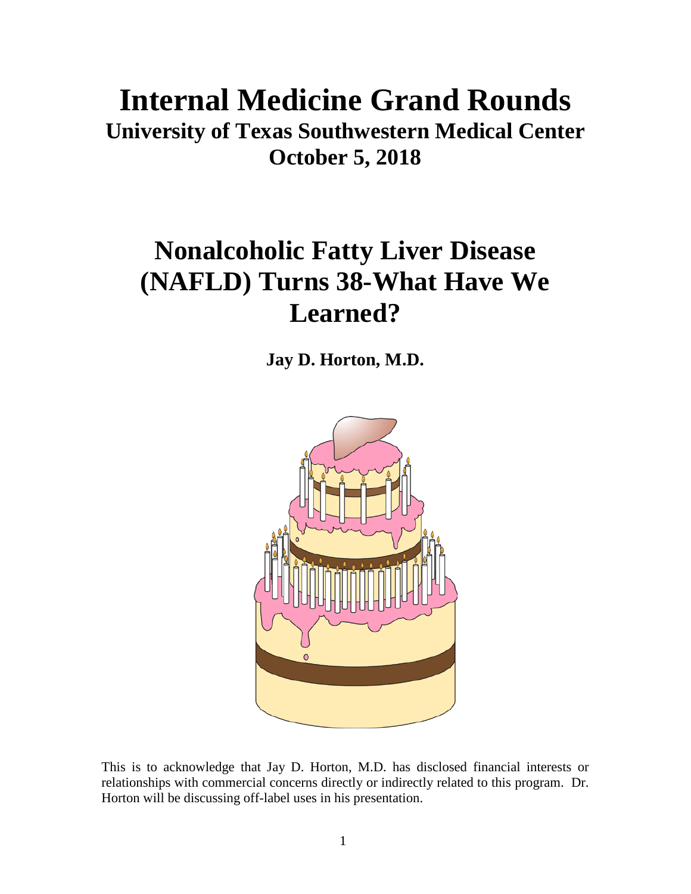# Internal Medicine Grand Rounds

## University of Texas Southwestern Medical Center

## October 5, 2018

# Nonalcoholic Fatty Liver Disease (NAFLD) Turns 38-What Have We Learned?

**Jay D. Horton, M.D.**

This is to acknowledge that Jay D. Horton, M.D. has disclosed financial interests or relationships with commercial concerns directly or indirectly related to this program. Dr. Horton will be discussing off-label uses in his presentation.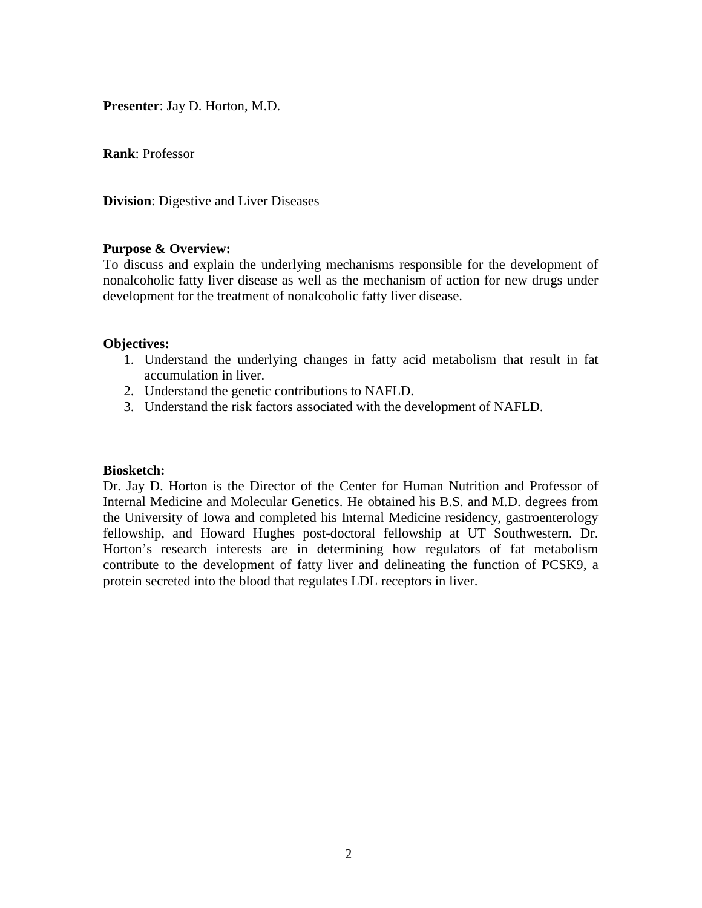**Presenter**: Jay D. Horton, M.D.

**Rank**: Professor

**Division**: Digestive and Liver Diseases

**Purpose & Overview:**

To discuss and explain the underlying mechanisms responsible for the development of nonalcoholic fatty liver disease as well as the mechanism of action for new drugs under development for the treatment of nonalcoholic fatty liver disease.

**Objectives:**

1. Understand the underlying changes in fatty acid metabolism that result in fat accumulation in liver.
2. Understand the genetic contributions to NAFLD.
3. Understand the risk factors associated with the development of NAFLD.

**Biosketch:**

Dr. Jay D. Horton is the Director of the Center for Human Nutrition and Professor of Internal Medicine and Molecular Genetics. He obtained his B.S. and M.D. degrees from the University of Iowa and completed his Internal Medicine residency, gastroenterology fellowship, and Howard Hughes post-doctoral fellowship at UT Southwestern. Dr. Horton's research interests are in determining how regulators of fat metabolism contribute to the development of fatty liver and delineating the function of PCSK9, a protein secreted into the blood that regulates LDL receptors in liver.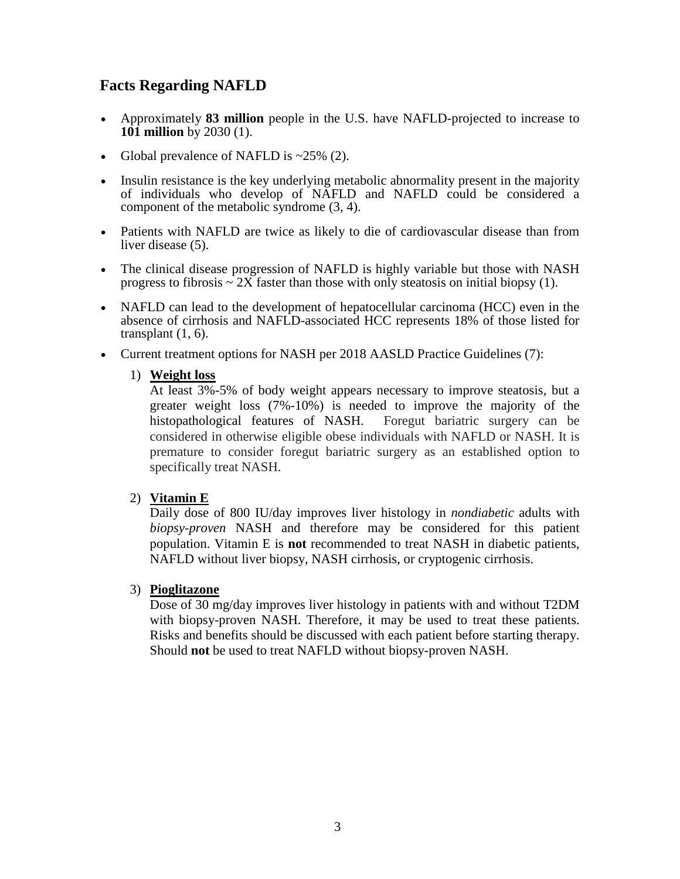## Facts Regarding NAFLD

- Approximately **83 million** people in the U.S. have NAFLD-projected to increase to **101 million** by 2030 (1).
- Global prevalence of NAFLD is ~25% (2).
- Insulin resistance is the key underlying metabolic abnormality present in the majority of individuals who develop of NAFLD and NAFLD could be considered a component of the metabolic syndrome (3, 4).
- Patients with NAFLD are twice as likely to die of cardiovascular disease than from liver disease (5).
- The clinical disease progression of NAFLD is highly variable but those with NASH progress to fibrosis ~ 2X faster than those with only steatosis on initial biopsy (1).
- NAFLD can lead to the development of hepatocellular carcinoma (HCC) even in the absence of cirrhosis and NAFLD-associated HCC represents 18% of those listed for transplant (1, 6).
- Current treatment options for NASH per 2018 AASLD Practice Guidelines (7):

  1) **Weight loss**
     At least 3%-5% of body weight appears necessary to improve steatosis, but a greater weight loss (7%-10%) is needed to improve the majority of the histopathological features of NASH. Foregut bariatric surgery can be considered in otherwise eligible obese individuals with NAFLD or NASH. It is premature to consider foregut bariatric surgery as an established option to specifically treat NASH.

  2) **Vitamin E**
     Daily dose of 800 IU/day improves liver histology in *nondiabetic* adults with *biopsy-proven* NASH and therefore may be considered for this patient population. Vitamin E is **not** recommended to treat NASH in diabetic patients, NAFLD without liver biopsy, NASH cirrhosis, or cryptogenic cirrhosis.

  3) **Pioglitazone**
     Dose of 30 mg/day improves liver histology in patients with and without T2DM with biopsy-proven NASH. Therefore, it may be used to treat these patients. Risks and benefits should be discussed with each patient before starting therapy. Should **not** be used to treat NAFLD without biopsy-proven NASH.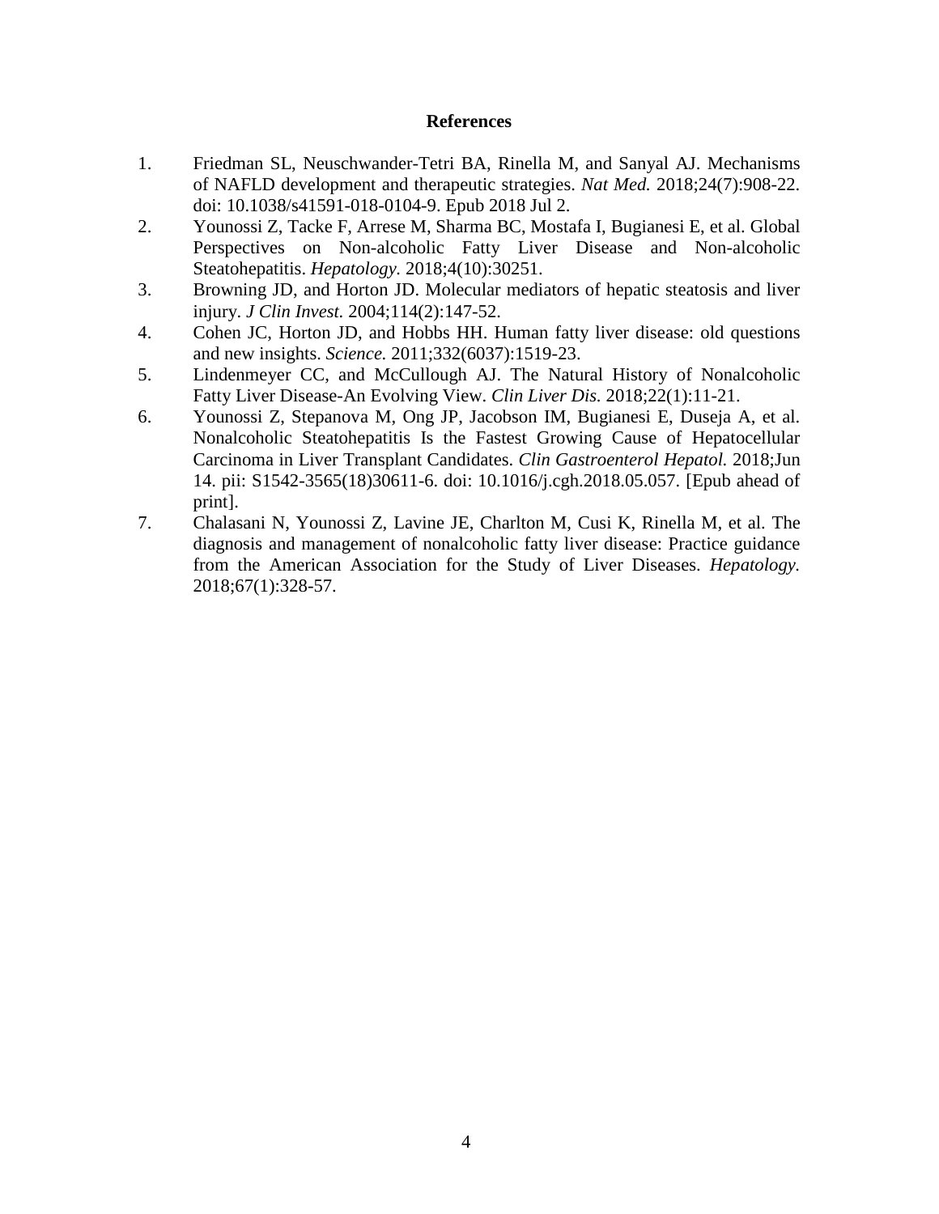## References

1. Friedman SL, Neuschwander-Tetri BA, Rinella M, and Sanyal AJ. Mechanisms of NAFLD development and therapeutic strategies. *Nat Med.* 2018;24(7):908-22. doi: 10.1038/s41591-018-0104-9. Epub 2018 Jul 2.
2. Younossi Z, Tacke F, Arrese M, Sharma BC, Mostafa I, Bugianesi E, et al. Global Perspectives on Non-alcoholic Fatty Liver Disease and Non-alcoholic Steatohepatitis. *Hepatology*. 2018;4(10):30251.
3. Browning JD, and Horton JD. Molecular mediators of hepatic steatosis and liver injury. *J Clin Invest*. 2004;114(2):147-52.
4. Cohen JC, Horton JD, and Hobbs HH. Human fatty liver disease: old questions and new insights. *Science.* 2011;332(6037):1519-23.
5. Lindenmeyer CC, and McCullough AJ. The Natural History of Nonalcoholic Fatty Liver Disease-An Evolving View. *Clin Liver Dis.* 2018;22(1):11-21.
6. Younossi Z, Stepanova M, Ong JP, Jacobson IM, Bugianesi E, Duseja A, et al. Nonalcoholic Steatohepatitis Is the Fastest Growing Cause of Hepatocellular Carcinoma in Liver Transplant Candidates. *Clin Gastroenterol Hepatol.* 2018;Jun 14. pii: S1542-3565(18)30611-6. doi: 10.1016/j.cgh.2018.05.057. [Epub ahead of print].
7. Chalasani N, Younossi Z, Lavine JE, Charlton M, Cusi K, Rinella M, et al. The diagnosis and management of nonalcoholic fatty liver disease: Practice guidance from the American Association for the Study of Liver Diseases. *Hepatology.* 2018;67(1):328-57.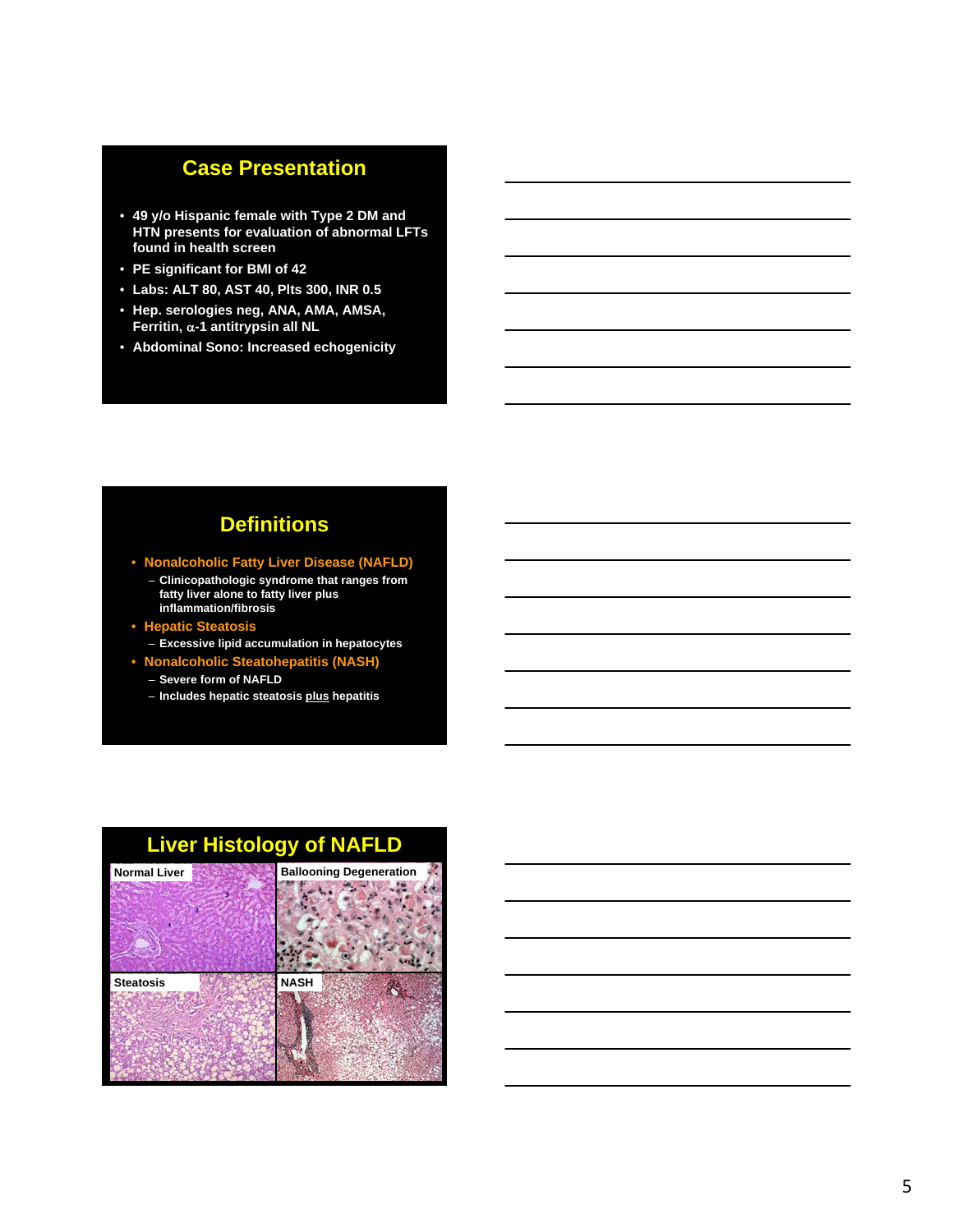## Case Presentation

- 49 y/o Hispanic female with Type 2 DM and HTN presents for evaluation of abnormal LFTs found in health screen
- PE significant for BMI of 42
- Labs: ALT 80, AST 40, Plts 300, INR 0.5
- Hep. serologies neg, ANA, AMA, AMSA, Ferritin, $\alpha$-1 antitrypsin all NL
- Abdominal Sono: Increased echogenicity

## Definitions

- Nonalcoholic Fatty Liver Disease (NAFLD)
  - Clinicopathologic syndrome that ranges from fatty liver alone to fatty liver plus inflammation/fibrosis
- Hepatic Steatosis
  - Excessive lipid accumulation in hepatocytes
- Nonalcoholic Steatohepatitis (NASH)
  - Severe form of NAFLD
  - Includes hepatic steatosis plus hepatitis

## Liver Histology of NAFLD

Normal Liver

Ballooning Degeneration

Steatosis

NASH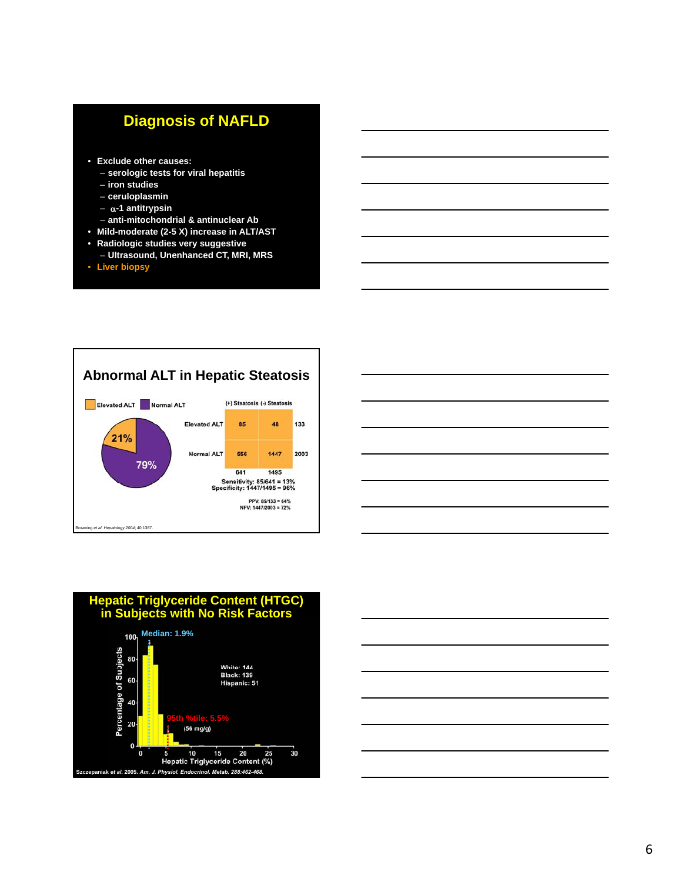## Diagnosis of NAFLD

- Exclude other causes:
  - serologic tests for viral hepatitis
  - iron studies
  - ceruloplasmin
  - $\alpha$-1 antitrypsin
  - anti-mitochondrial & antinuclear Ab
- Mild-moderate (2-5 X) increase in ALT/AST
- Radiologic studies very suggestive
  - Ultrasound, Unenhanced CT, MRI, MRS
- Liver biopsy

## Abnormal ALT in Hepatic Steatosis

Elevated ALT: 21% | Normal ALT: 79%

| | (+) Steatosis | (-) Steatosis | |
|---|---|---|---|
| Elevated ALT | 85 | 48 | 133 |
| Normal ALT | 556 | 1447 | 2003 |
| | 641 | 1495 | |

Sensitivity: 85/641 = 13%
Specificity: 1447/1495 = 96%

PPV: 85/133 = 64%
NPV: 1447/2003 = 72%

Browning *et al. Hepatology 2004*; 40:1387.

## Hepatic Triglyceride Content (HTGC) in Subjects with No Risk Factors

Median: 1.9%

95th %tile: 5.5% (56 mg/g)

White: 144
Black: 139
Hispanic: 51

Percentage of Subjects vs. Hepatic Triglyceride Content (%)

Szczepaniak *et al.* 2005. *Am. J. Physiol. Endocrinol. Metab.* 288:462-468.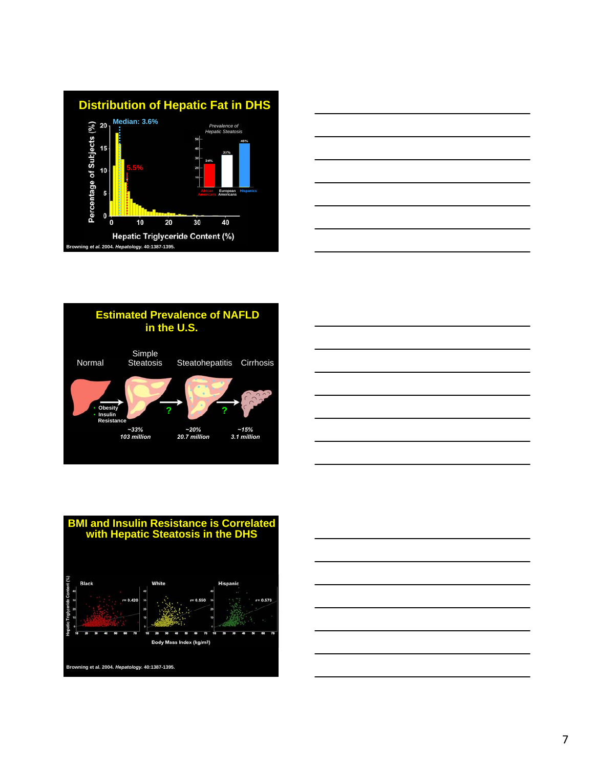## Distribution of Hepatic Fat in DHS

Median: 3.6%

5.5%

Percentage of Subjects (%)

Hepatic Triglyceride Content (%)

*Prevalence of Hepatic Steatosis*

| African Americans | European Americans | Hispanics |
|---|---|---|
| 24% | 33% | 45% |

Browning *et al.* 2004. *Hepatology*. 40:1387-1395.

## Estimated Prevalence of NAFLD in the U.S.

Normal → Simple Steatosis → ? → Steatohepatitis → ? → Cirrhosis

- Obesity
- Insulin Resistance

| Simple Steatosis | Steatohepatitis | Cirrhosis |
|---|---|---|
| *~33%* | *~20%* | *~15%* |
| *103 million* | *20.7 million* | *3.1 million* |

## BMI and Insulin Resistance is Correlated with Hepatic Steatosis in the DHS

| Black | White | Hispanic |
|---|---|---|
| r= 0.420 | r= 0.550 | r= 0.570 |

Hepatic Triglyceride Content (%)

Body Mass Index (kg/m2)

Browning et al. 2004. *Hepatology*. 40:1387-1395.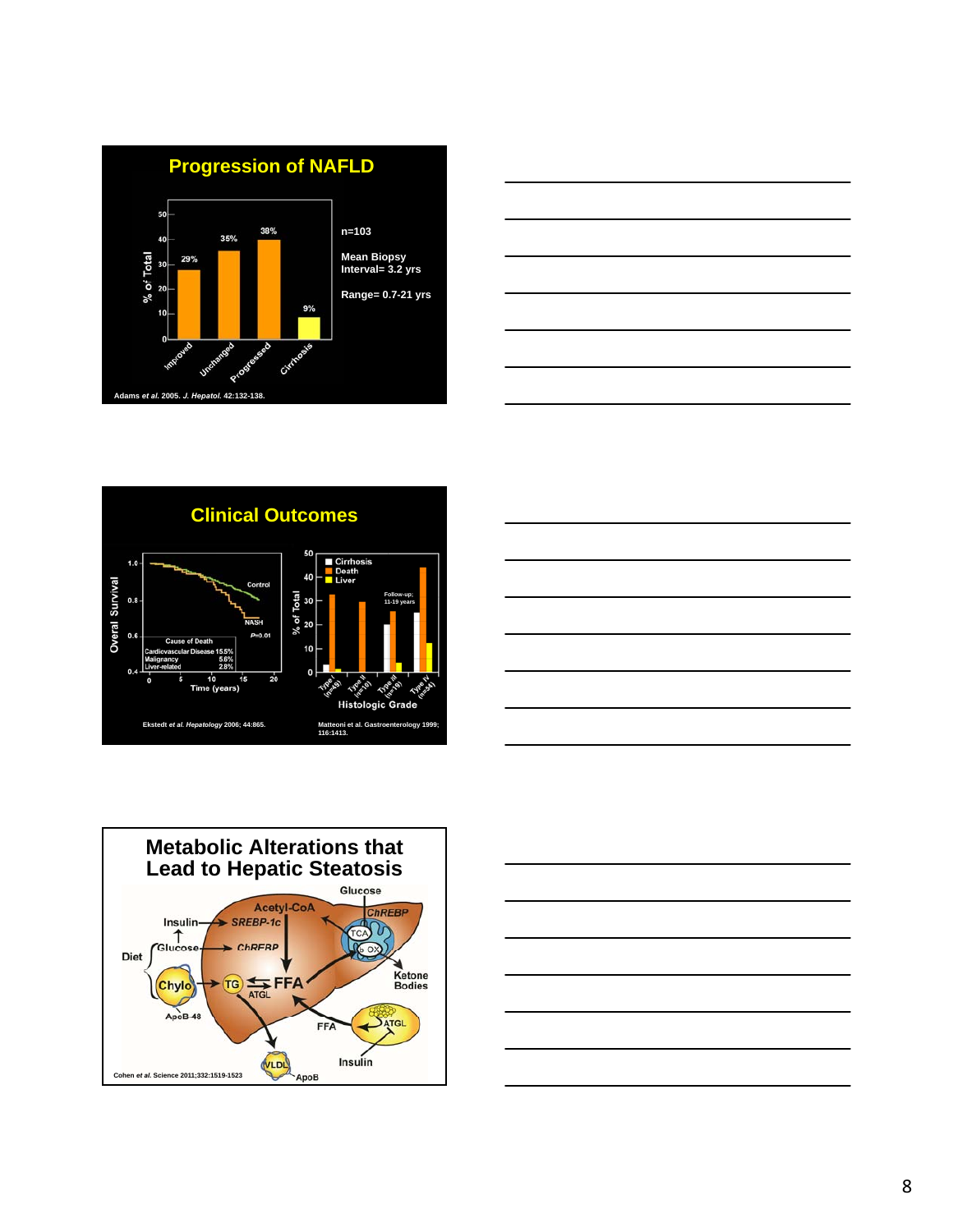## Progression of NAFLD

| | % of Total |
|---|---|
| Improved | 29% |
| Unchanged | 35% |
| Progressed | 38% |
| Cirrhosis | 9% |

n=103

Mean Biopsy Interval= 3.2 yrs

Range= 0.7-21 yrs

Adams *et al.* 2005. *J. Hepatol.* 42:132-138.

## Clinical Outcomes

Overall Survival vs. Time (years): Control, NASH, P=0.01

| Cause of Death | |
|---|---|
| Cardiovascular Disease | 15.5% |
| Malignancy | 5.6% |
| Liver-related | 2.8% |

Ekstedt *et al. Hepatology* 2006; 44:865.

% of Total by Histologic Grade (Cirrhosis, Death, Liver); Follow-up: 11-19 years

Type I (n=49), Type II (n=10), Type III (n=19), Type IV (n=54)

Matteoni et al. Gastroenterology 1999; 116:1413.

## Metabolic Alterations that Lead to Hepatic Steatosis

Glucose, Acetyl-CoA, ChREBP, Insulin, SREBP-1c, TCA, β OX, Diet, Glucose, ChREBP, Ketone Bodies, Chylo, TG, FFA, ATGL, ApoB-48, FFA, ATGL, VLDL, ApoB, Insulin

Cohen *et al.* Science 2011;332:1519-1523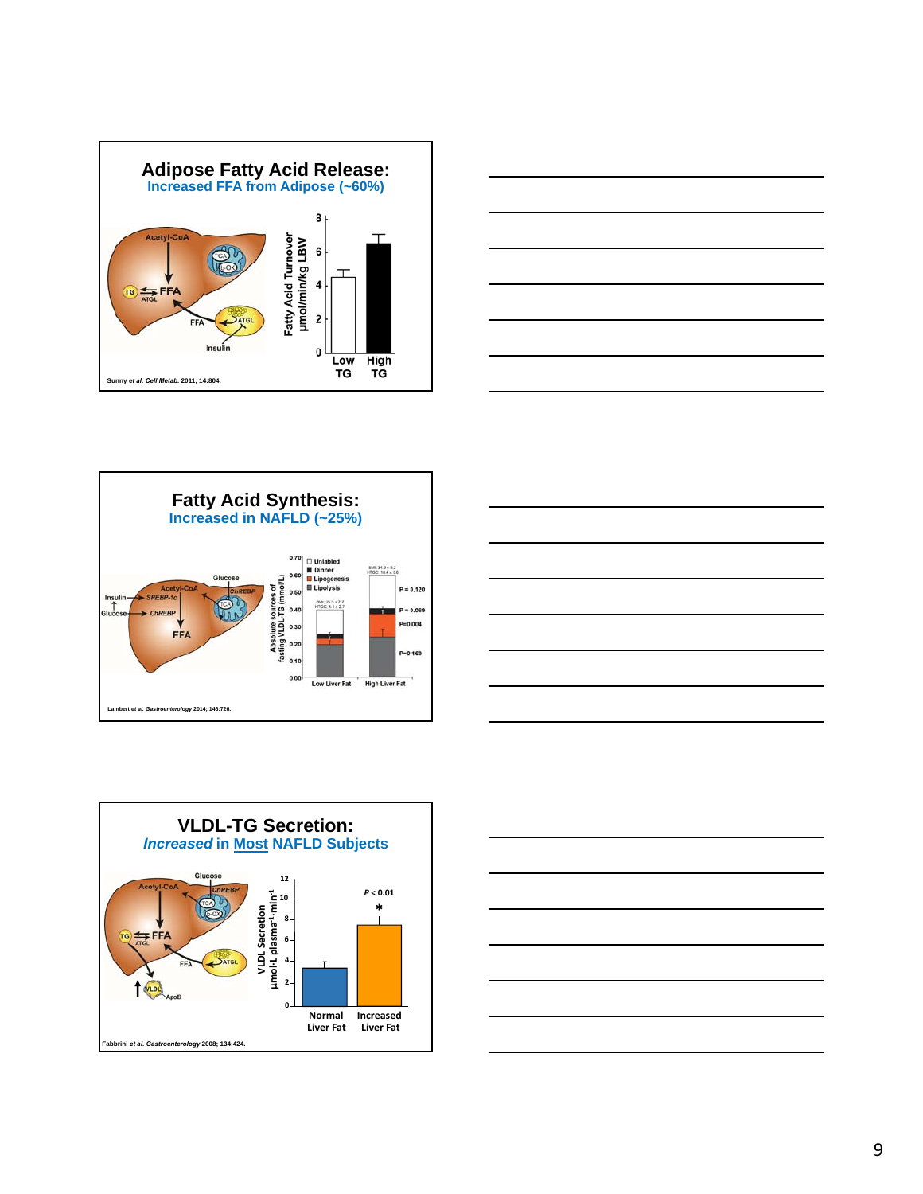## Adipose Fatty Acid Release:

**Increased FFA from Adipose (~60%)**

Acetyl-CoA, TCA, β-OX, TG, FFA, ATGL, FFA, ATGL, Insulin

Fatty Acid Turnover μmol/min/kg LBW: 0, 2, 4, 6, 8; Low TG, High TG

Sunny *et al. Cell Metab.* 2011; 14:804.

## Fatty Acid Synthesis:

**Increased in NAFLD (~25%)**

Insulin, Glucose, SREBP-1c, ChREBP, Acetyl-CoA, Glucose, ChREBP, TCA, FFA

Absolute sources of fasting VLDL-TG (mmol/L): 0.00–0.70

Unlabled, Dinner, Lipogenesis, Lipolysis

BMI: 35.3 ± 7.7, IHTGC: 3.1 ± 2.7; BMI: 34.9 ± 9.2, IHTGC: 18.4 ± 1.6

P = 0.120; P = 0.069; P=0.004; P=0.160

Low Liver Fat, High Liver Fat

Lambert *et al. Gastroenterology* 2014; 146:726.

## VLDL-TG Secretion:

***Increased* in <u>Most</u> NAFLD Subjects**

Glucose, Acetyl-CoA, ChREBP, TCA, β-OX, TG, FFA, ATGL, FFA, ATGL, VLDL, ApoB

VLDL Secretion μmol·L plasma$^{-1}$·min$^{-1}$: 0, 2, 4, 6, 8, 10, 12

$P < 0.01$ *

Normal Liver Fat, Increased Liver Fat

Fabbrini *et al. Gastroenterology* 2008; 134:424.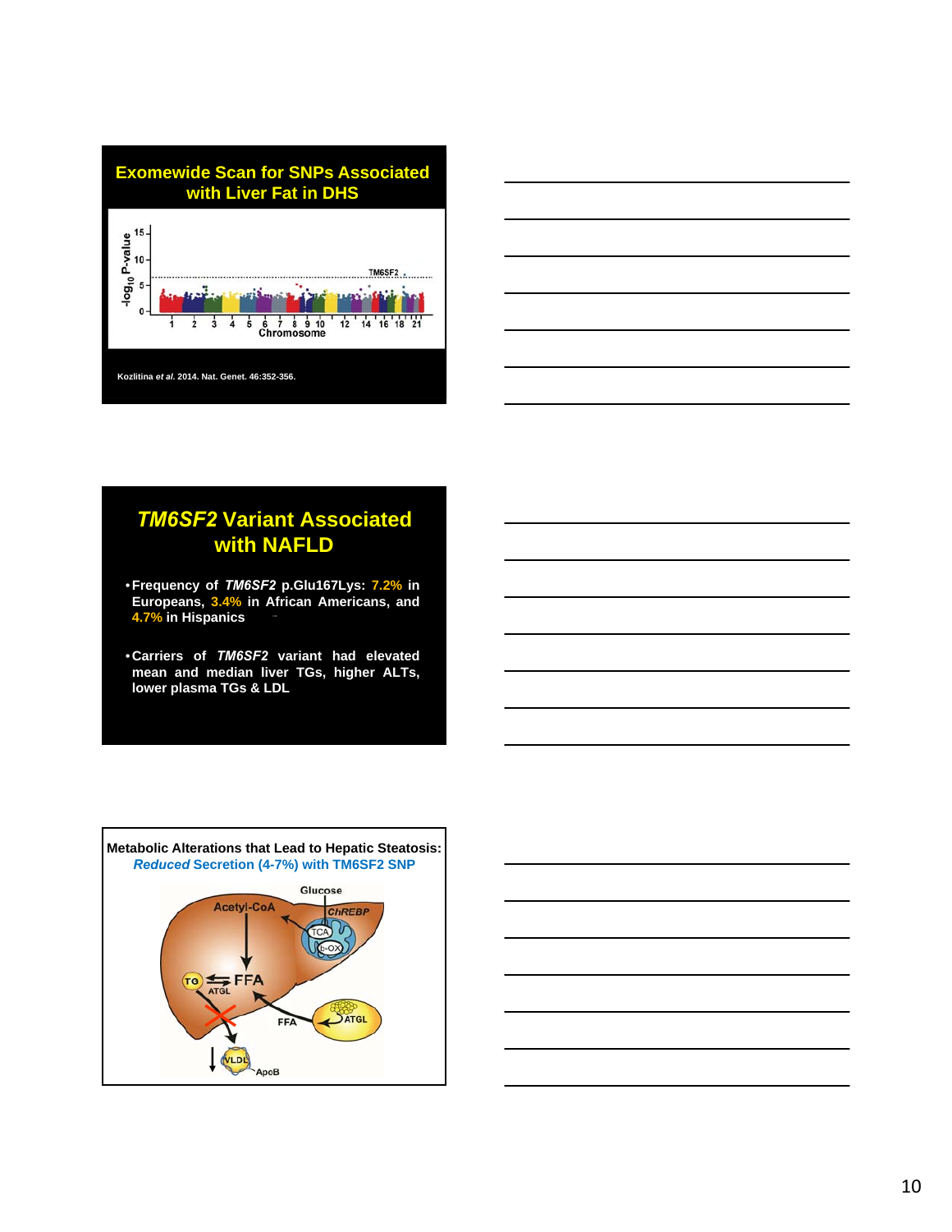## Exomewide Scan for SNPs Associated with Liver Fat in DHS

Kozlitina *et al*. 2014. Nat. Genet. 46:352-356.

## *TM6SF2* Variant Associated with NAFLD

- Frequency of *TM6SF2* p.Glu167Lys: 7.2% in Europeans, 3.4% in African Americans, and 4.7% in Hispanics
- Carriers of *TM6SF2* variant had elevated mean and median liver TGs, higher ALTs, lower plasma TGs & LDL

## Metabolic Alterations that Lead to Hepatic Steatosis: *Reduced* Secretion (4-7%) with TM6SF2 SNP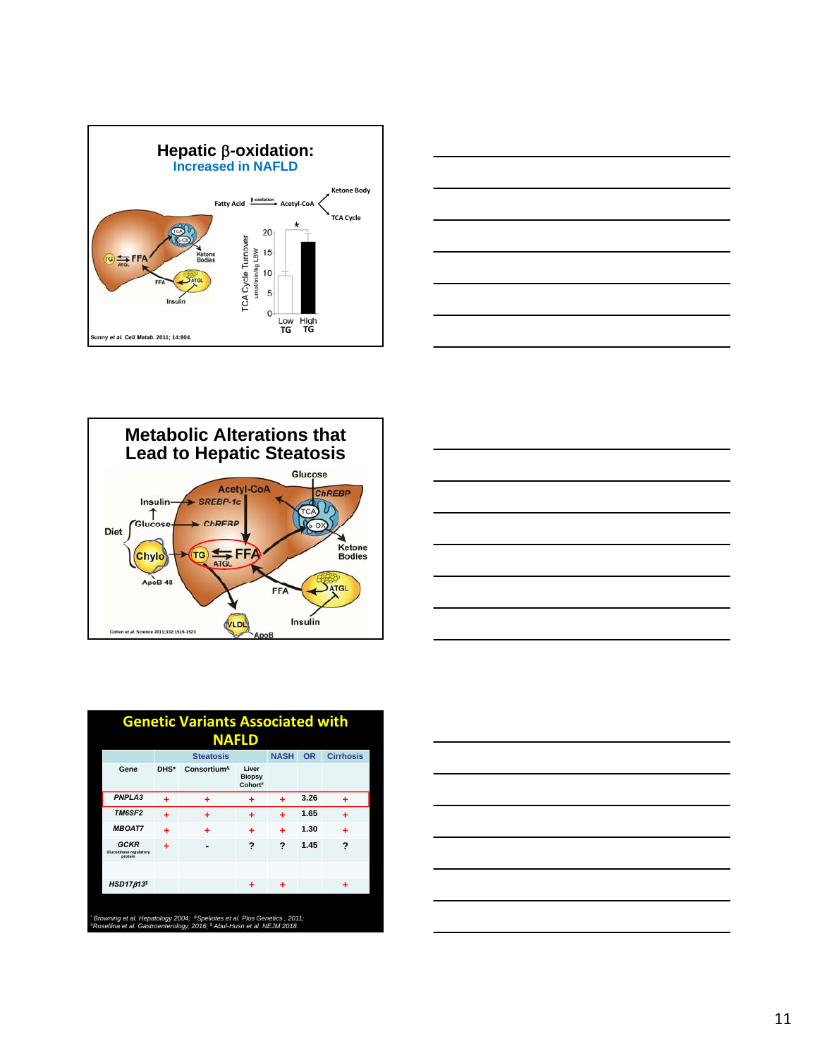## Hepatic β-oxidation:
### Increased in NAFLD

Fatty Acid → (β-oxidation) → Acetyl-CoA → Ketone Body / TCA Cycle

TG ⇆ FFA (ATGL); FFA; Insulin; ATGL; TCA; β-OX; Ketone Bodies

TCA Cycle Turnover (umol/min/kg LBW): Low TG, High TG *

Sunny *et al. Cell Metab.* 2011; 14:804.

## Metabolic Alterations that Lead to Hepatic Steatosis

Diet: Insulin → SREBP-1c; Glucose → ChREBP; Chylo → TG ⇆ FFA (ATGL); ApoB-48; Acetyl-CoA; Glucose; ChREBP; TCA; β OX; Ketone Bodies; FFA; ATGL; Insulin; VLDL; ApoB

Cohen *et al.* Science 2011;332:1519-1523

## Genetic Variants Associated with NAFLD

| Gene | Steatosis | | | NASH | OR | Cirrhosis |
|---|---|---|---|---|---|---|
| | DHS* | Consortium& | Liver Biopsy Cohort# | | | |
| *PNPLA3* | + | + | + | + | 3.26 | + |
| *TM6SF2* | + | + | + | + | 1.65 | + |
| *MBOAT7* | + | + | + | + | 1.30 | + |
| *GCKR* Glucokinase regulatory protein | + | - | ? | ? | 1.45 | ? |
| *HSD17β13*$ | | | + | + | | + |

*Browning et al. Hepatology 2004, &Speliotes et al. Plos Genetics, 2011; #Rosellina et al. Gastroenterology, 2016; $ Abul-Husn et al. NEJM 2018.*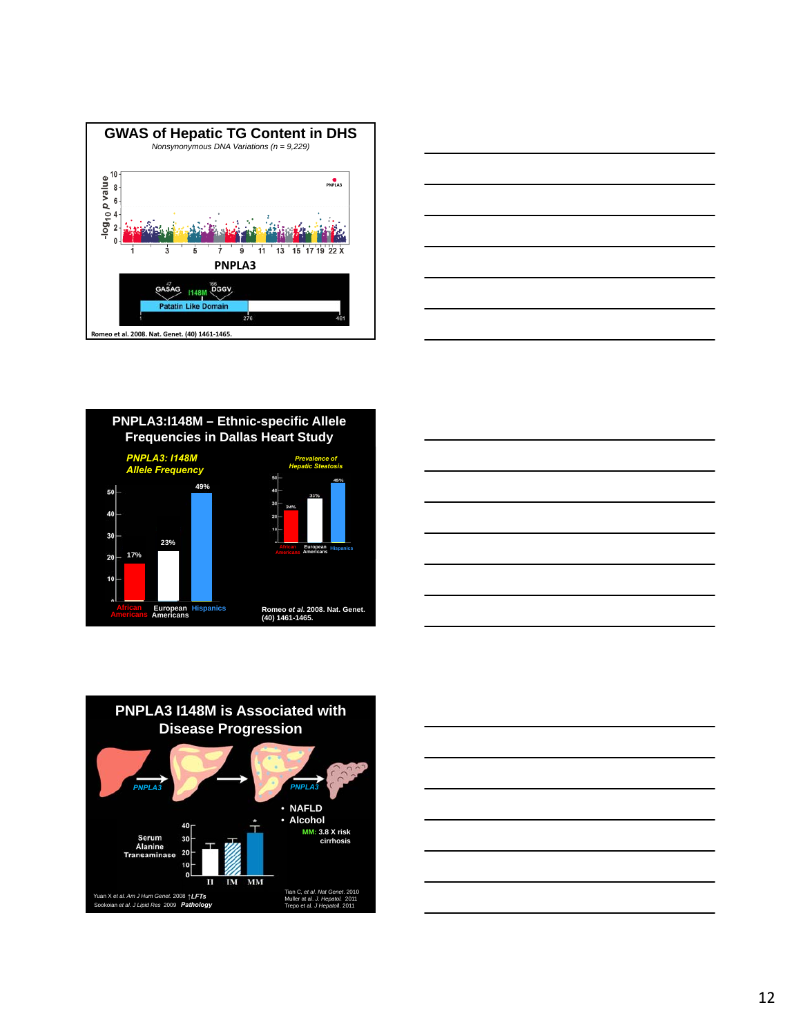## GWAS of Hepatic TG Content in DHS

*Nonsynonymous DNA Variations (n = 9,229)*

$-\log_{10}$ *p* value: 0, 2, 4, 6, 8, 10

Chromosomes: 1, 3, 5, 7, 9, 11, 13, 15, 17, 19, 22, X

PNPLA3

**PNPLA3**

47 GASAG — I148M — 166 DGGV

Patatin Like Domain

1 — 276 — 481

**Romeo et al. 2008. Nat. Genet. (40) 1461-1465.**

## PNPLA3:I148M – Ethnic-specific Allele Frequencies in Dallas Heart Study

***PNPLA3: I148M Allele Frequency***

| | African Americans | European Americans | Hispanics |
|---|---|---|---|
| Allele Frequency | 17% | 23% | 49% |

***Prevalence of Hepatic Steatosis***

| | African Americans | European Americans | Hispanics |
|---|---|---|---|
| Prevalence | 24% | 33% | 45% |

**Romeo *et al.* 2008. Nat. Genet. (40) 1461-1465.**

## PNPLA3 I148M is Associated with Disease Progression

*PNPLA3* → → *PNPLA3*

- **NAFLD**
- **Alcohol**

**MM: 3.8 X risk cirrhosis**

**Serum Alanine Transaminase**

II, IM, MM*

Yuan X *et al. Am J Hum Genet.* 2008 ↑***LFTs***
Sookoian *et al. J Lipid Res* 2009 ***Pathology***

Tian C, *et al. Nat Genet.* 2010
Muller at al. *J. Hepatol.* 2011
Trepo et al. *J Hepatol.* 2011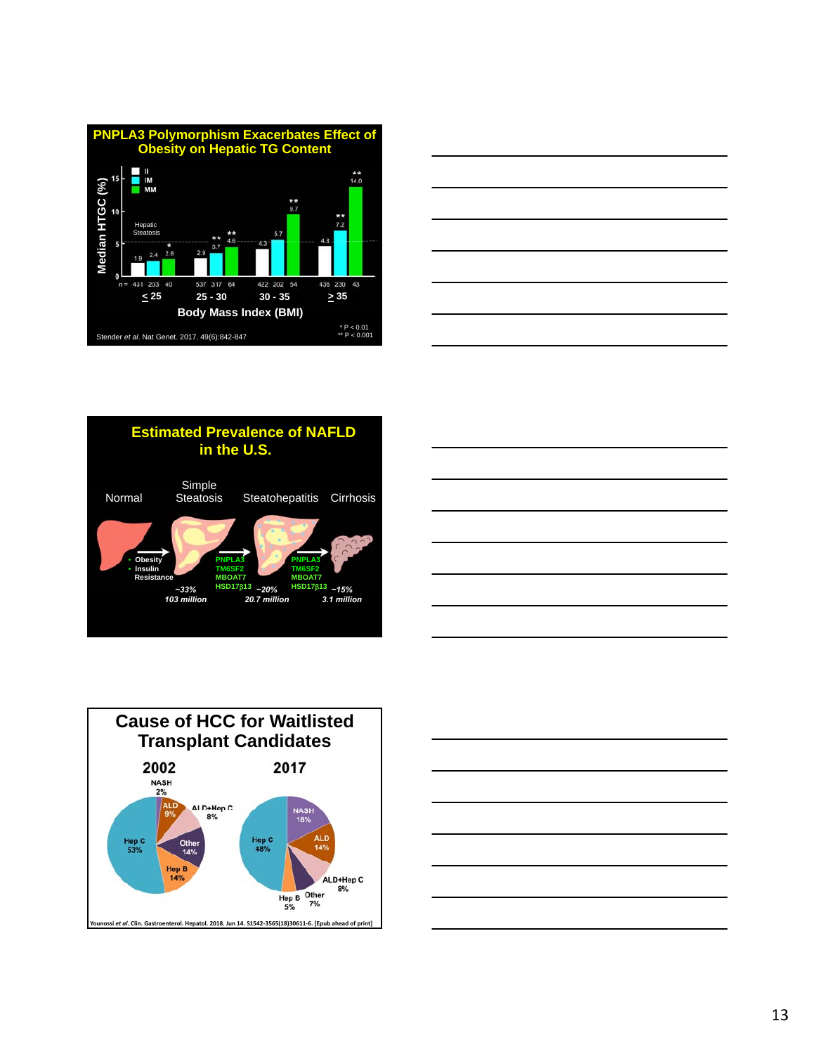## PNPLA3 Polymorphism Exacerbates Effect of Obesity on Hepatic TG Content

Median HTGC (%)

| BMI | II | IM | MM |
|---|---|---|---|
| ≤ 25 | 1.9 (n = 431) | 2.4 (n = 203) | 2.8* (n = 40) |
| 25 - 30 | 2.9 (n = 537) | 3.7** (n = 317) | 4.6** (n = 64) |
| 30 - 35 | 4.3 (n = 422) | 5.7 (n = 202) | 9.7** (n = 54) |
| ≥ 35 | 4.8 (n = 438) | 7.2** (n = 230) | 14.0** (n = 43) |

Body Mass Index (BMI)

Hepatic Steatosis

\* P < 0.01
\*\* P < 0.001

Stender *et al*. Nat Genet. 2017. 49(6):842-847

## Estimated Prevalence of NAFLD in the U.S.

Normal → Simple Steatosis → Steatohepatitis → Cirrhosis

- Obesity
- Insulin Resistance

PNPLA3, TM6SF2, MBOAT7, HSD17β13

PNPLA3, TM6SF2, MBOAT7, HSD17β13

~33% 103 million | ~20% 20.7 million | ~15% 3.1 million

## Cause of HCC for Waitlisted Transplant Candidates

| Cause | 2002 | 2017 |
|---|---|---|
| NASH | 2% | 18% |
| ALD | 9% | 14% |
| ALD+Hep C | 8% | 8% |
| Other | 14% | 7% |
| Hep B | 14% | 5% |
| Hep C | 53% | 48% |

Younossi *et al*. Clin. Gastroenterol. Hepatol. 2018. Jun 14. S1542-3565(18)30611-6. [Epub ahead of print]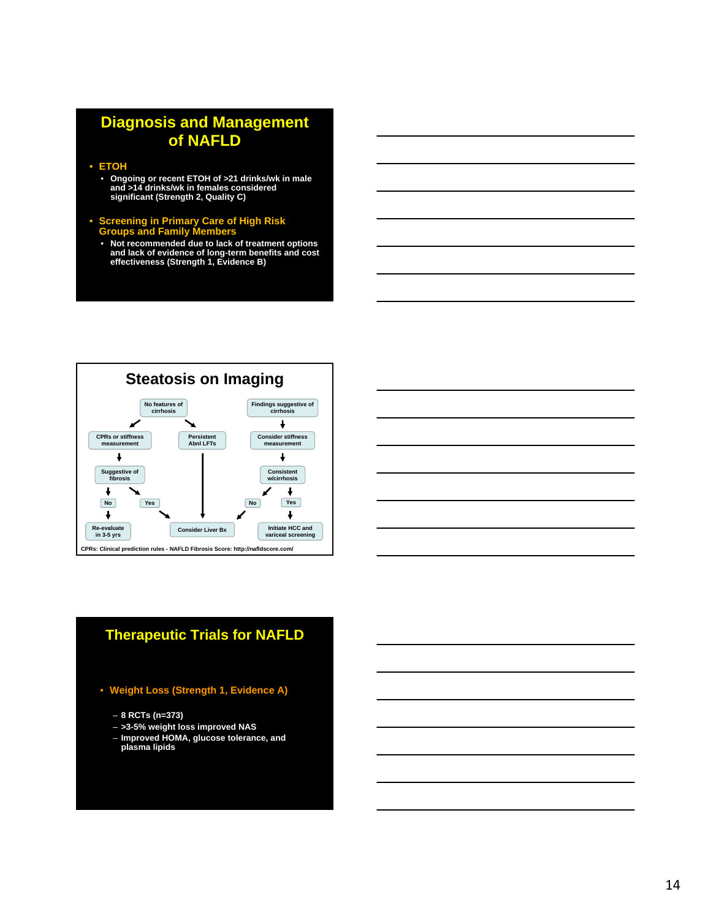## Diagnosis and Management of NAFLD

- ETOH
  - Ongoing or recent ETOH of >21 drinks/wk in male and >14 drinks/wk in females considered significant (Strength 2, Quality C)
- Screening in Primary Care of High Risk Groups and Family Members
  - Not recommended due to lack of treatment options and lack of evidence of long-term benefits and cost effectiveness (Strength 1, Evidence B)

## Steatosis on Imaging

- No features of cirrhosis
  - CPRs or stiffness measurement → Suggestive of fibrosis
    - No → Re-evaluate in 3-5 yrs
    - Yes → Consider Liver Bx
  - Persistent Abnl LFTs → Consider Liver Bx
- Findings suggestive of cirrhosis → Consider stiffness measurement → Consistent w/cirrhosis
  - No → Consider Liver Bx
  - Yes → Initiate HCC and variceal screening

CPRs: Clinical prediction rules - NAFLD Fibrosis Score: http://nafldscore.com/

## Therapeutic Trials for NAFLD

- Weight Loss (Strength 1, Evidence A)
  - 8 RCTs (n=373)
  - >3-5% weight loss improved NAS
  - Improved HOMA, glucose tolerance, and plasma lipids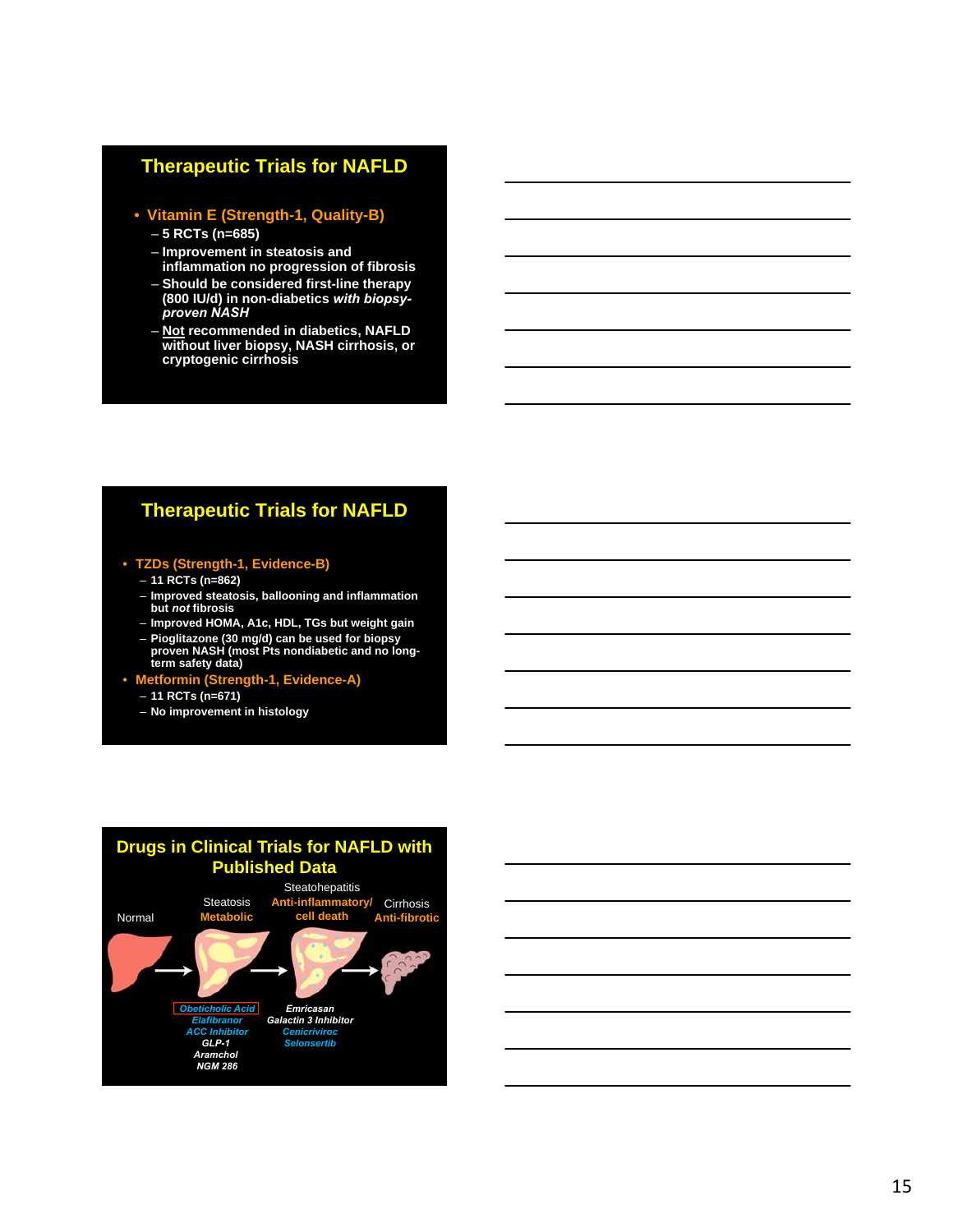## Therapeutic Trials for NAFLD

- Vitamin E (Strength-1, Quality-B)
  - 5 RCTs (n=685)
  - Improvement in steatosis and inflammation no progression of fibrosis
  - Should be considered first-line therapy (800 IU/d) in non-diabetics *with biopsy-proven NASH*
  - Not recommended in diabetics, NAFLD without liver biopsy, NASH cirrhosis, or cryptogenic cirrhosis

## Therapeutic Trials for NAFLD

- TZDs (Strength-1, Evidence-B)
  - 11 RCTs (n=862)
  - Improved steatosis, ballooning and inflammation but *not* fibrosis
  - Improved HOMA, A1c, HDL, TGs but weight gain
  - Pioglitazone (30 mg/d) can be used for biopsy proven NASH (most Pts nondiabetic and no long-term safety data)
- Metformin (Strength-1, Evidence-A)
  - 11 RCTs (n=671)
  - No improvement in histology

## Drugs in Clinical Trials for NAFLD with Published Data

Normal → Steatosis (Metabolic) → Steatohepatitis (Anti-inflammatory/cell death) → Cirrhosis (Anti-fibrotic)

Metabolic: *Obeticholic Acid*, *Elafibranor*, *ACC Inhibitor*, *GLP-1*, *Aramchol*, *NGM 286*

Anti-inflammatory/cell death: *Emricasan*, *Galactin 3 Inhibitor*, *Cenicriviroc*, *Selonsertib*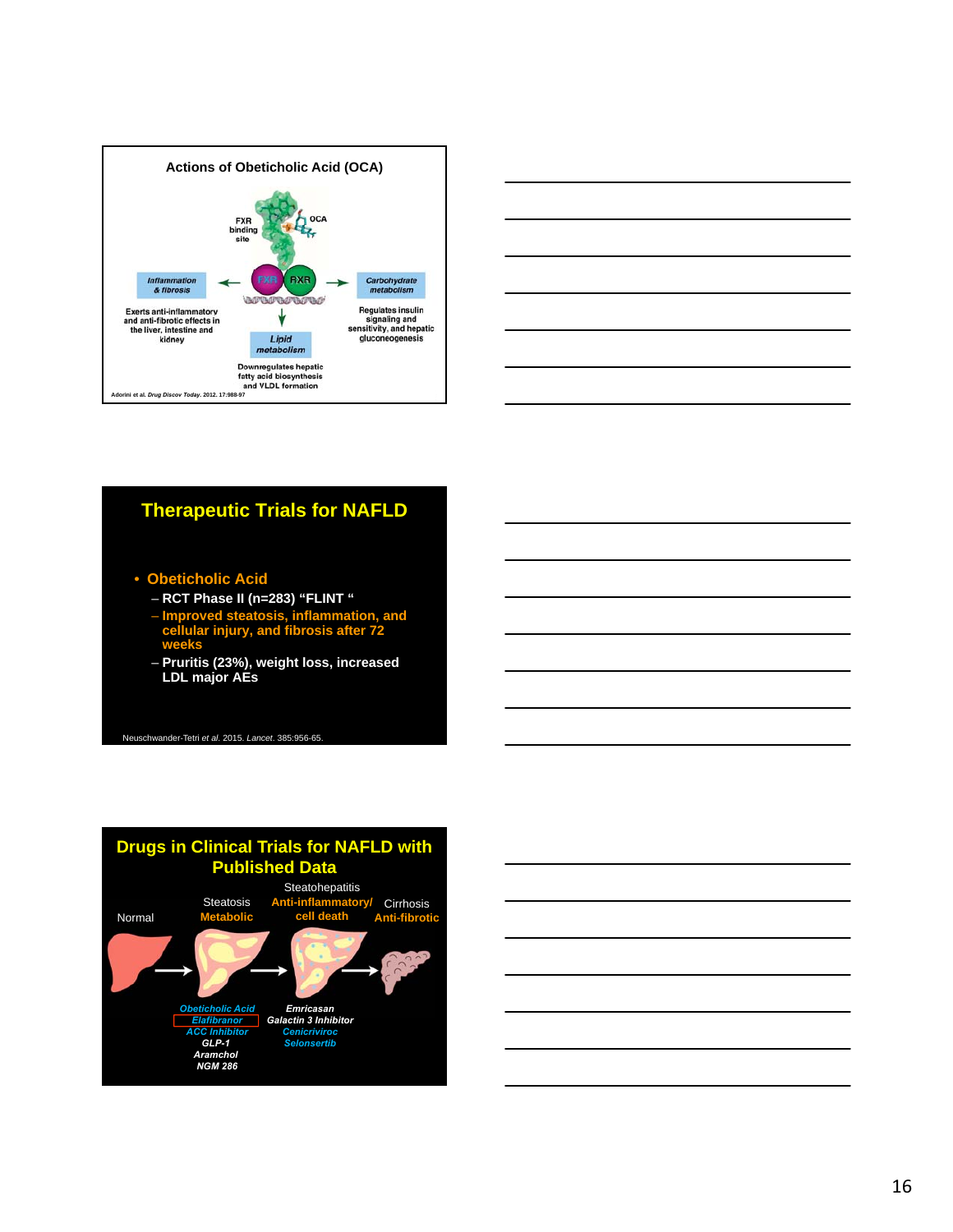## Actions of Obeticholic Acid (OCA)

FXR binding site

OCA

FXR RXR

*Inflammation & fibrosis*

Exerts anti-inflammatory and anti-fibrotic effects in the liver, intestine and kidney

*Carbohydrate metabolism*

Regulates insulin signaling and sensitivity, and hepatic gluconeogenesis

*Lipid metabolism*

Downregulates hepatic fatty acid biosynthesis and VLDL formation

Adorini et al. *Drug Discov Today*. 2012. 17:988-97

## Therapeutic Trials for NAFLD

- **Obeticholic Acid**
  - RCT Phase II (n=283) "FLINT "
  - Improved steatosis, inflammation, and cellular injury, and fibrosis after 72 weeks
  - Pruritis (23%), weight loss, increased LDL major AEs

Neuschwander-Tetri *et al*. 2015. *Lancet*. 385:956-65.

## Drugs in Clinical Trials for NAFLD with Published Data

Normal → Steatosis (Metabolic) → Steatohepatitis (Anti-inflammatory/ cell death) → Cirrhosis (Anti-fibrotic)

**Steatosis – Metabolic:**
*Obeticholic Acid*
*Elafibranor*
*ACC Inhibitor*
*GLP-1*
*Aramchol*
*NGM 286*

**Steatohepatitis – Anti-inflammatory/ cell death:**
*Emricasan*
*Galactin 3 Inhibitor*
*Cenicriviroc*
*Selonsertib*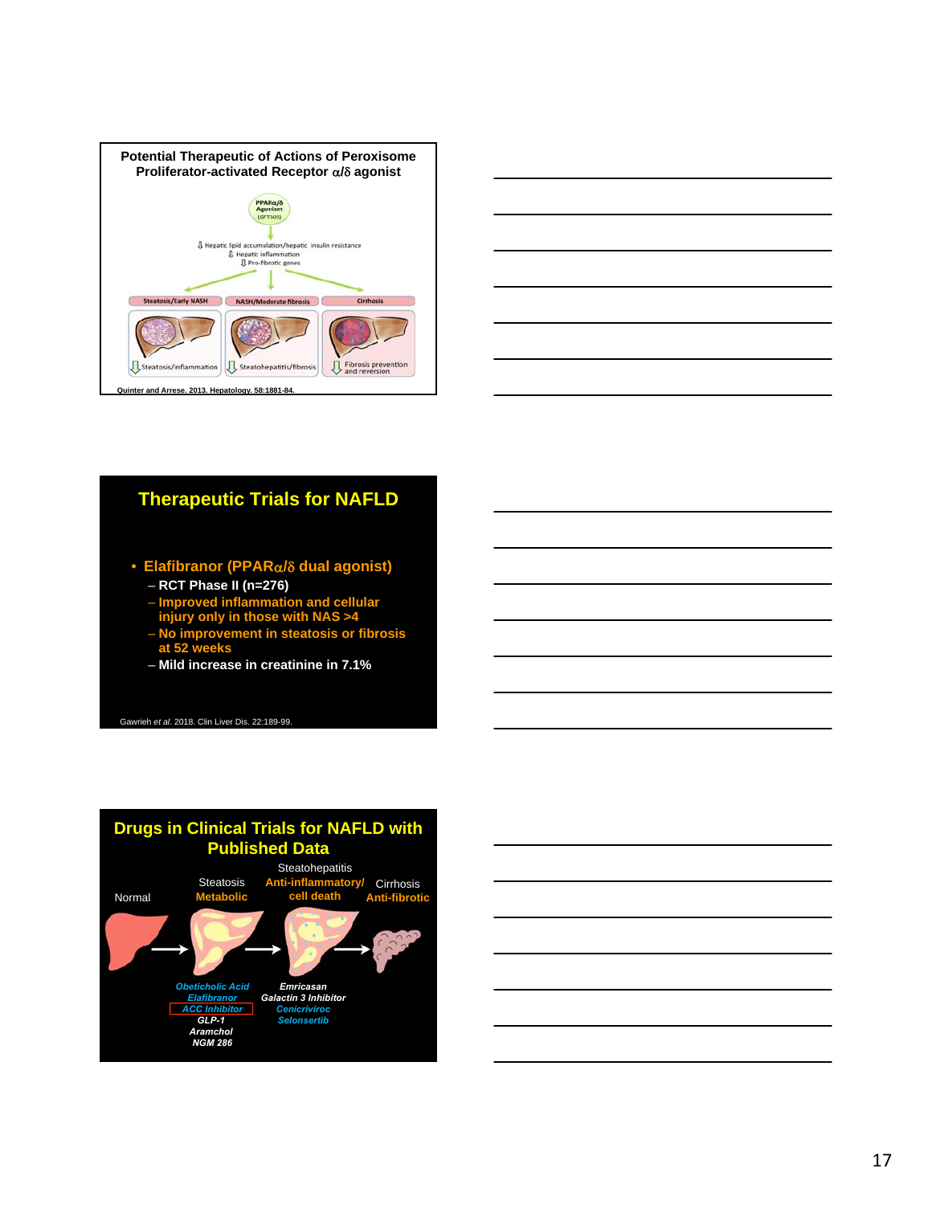## Potential Therapeutic of Actions of Peroxisome Proliferator-activated Receptor α/δ agonist

PPARα/δ Agonism (GFT505)

⇩ Hepatic lipid accumulation/hepatic insulin resistance
⇩ Hepatic inflammation
⇩ Pro-fibrotic genes

| Steatosis/Early NASH | NASH/Moderate fibrosis | Cirrhosis |
| --- | --- | --- |
| ⇩ Steatosis/inflammation | ⇩ Steatohepatitis/fibrosis | ⇩ Fibrosis prevention and reversion |

Quinter and Arrese. 2013. Hepatology. 58:1881-84.

## Therapeutic Trials for NAFLD

- Elafibranor (PPARα/δ dual agonist)
  - RCT Phase II (n=276)
  - Improved inflammation and cellular injury only in those with NAS >4
  - No improvement in steatosis or fibrosis at 52 weeks
  - Mild increase in creatinine in 7.1%

Gawrieh *et al*. 2018. Clin Liver Dis. 22:189-99.

## Drugs in Clinical Trials for NAFLD with Published Data

Normal → Steatosis (Metabolic) → Steatohepatitis (Anti-inflammatory/cell death) → Cirrhosis (Anti-fibrotic)

**Steatosis / Metabolic:**
*Obeticholic Acid*
*Elafibranor*
*ACC Inhibitor*
*GLP-1*
*Aramchol*
*NGM 286*

**Steatohepatitis / Anti-inflammatory/cell death:**
*Emricasan*
*Galactin 3 Inhibitor*
*Cenicriviroc*
*Selonsertib*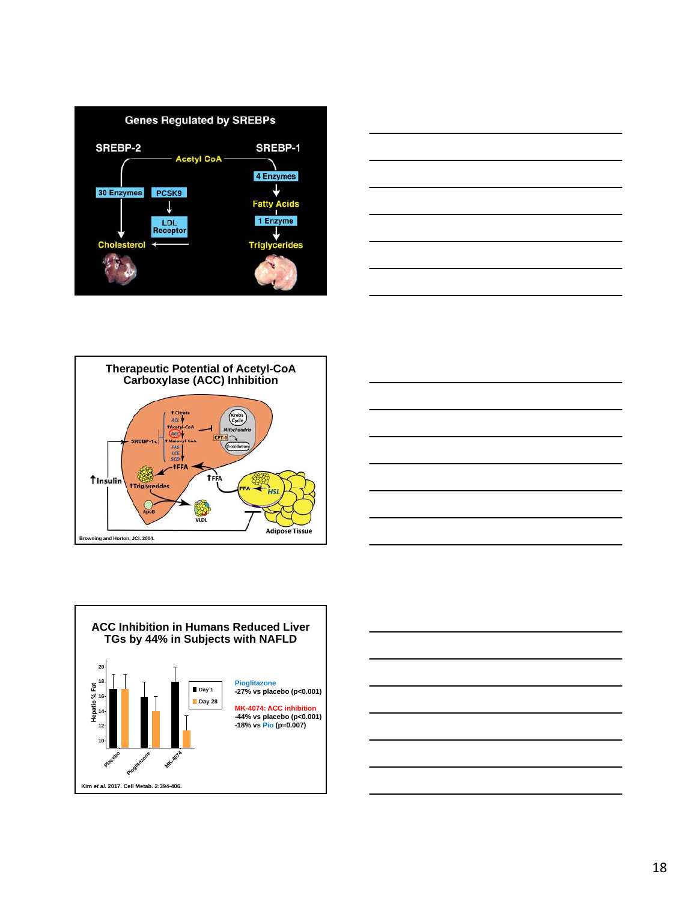## Genes Regulated by SREBPs

SREBP-2 — Acetyl CoA — SREBP-1

30 Enzymes → Cholesterol

PCSK9 → LDL Receptor → Cholesterol

4 Enzymes → Fatty Acids → 1 Enzyme → Triglycerides

## Therapeutic Potential of Acetyl-CoA Carboxylase (ACC) Inhibition

↑Citrate, ACL, ↑Acetyl-CoA, ACC, ↑Malonyl CoA, FAS, LCE, SCD, ↑FFA, SREBP-1c, Krebs Cycle, Mitochondria, CPT-1, β-oxidation, ↑Insulin, ↑Triglycerides, ApoB, VLDL, ↑FFA, FFA, HSL, Adipose Tissue

Browning and Horton, JCI. 2004.

## ACC Inhibition in Humans Reduced Liver TGs by 44% in Subjects with NAFLD

Hepatic % Fat (Day 1, Day 28): Placebo, Pioglitazone, MK-4074

**Pioglitazone**
-27% vs placebo ($p<0.001$)

**MK-4074: ACC inhibition**
-44% vs placebo ($p<0.001$)
-18% vs Pio ($p=0.007$)

Kim *et al.* 2017. Cell Metab. 2:394-406.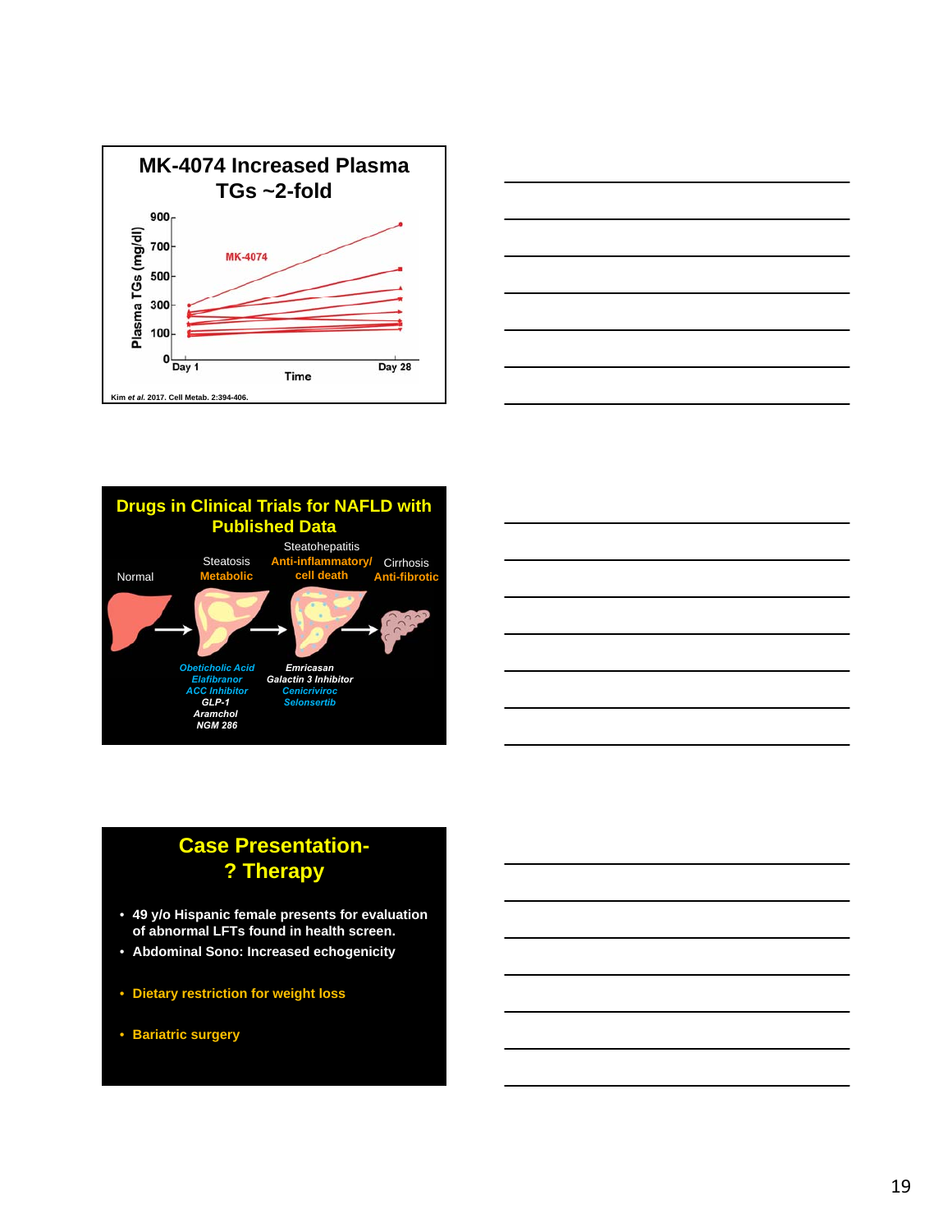## MK-4074 Increased Plasma TGs ~2-fold

Plasma TGs (mg/dl)

900

700

500

300

100

0

MK-4074

Day 1

Time

Day 28

Kim *et al.* 2017. Cell Metab. 2:394-406.

## Drugs in Clinical Trials for NAFLD with Published Data

Normal

Steatosis
Metabolic

Steatohepatitis
Anti-inflammatory/
cell death

Cirrhosis
Anti-fibrotic

*Obeticholic Acid*
*Elafibranor*
*ACC Inhibitor*
*GLP-1*
*Aramchol*
*NGM 286*

*Emricasan*
*Galactin 3 Inhibitor*
*Cenicriviroc*
*Selonsertib*

## Case Presentation- ? Therapy

- 49 y/o Hispanic female presents for evaluation of abnormal LFTs found in health screen.
- Abdominal Sono: Increased echogenicity
- Dietary restriction for weight loss
- Bariatric surgery